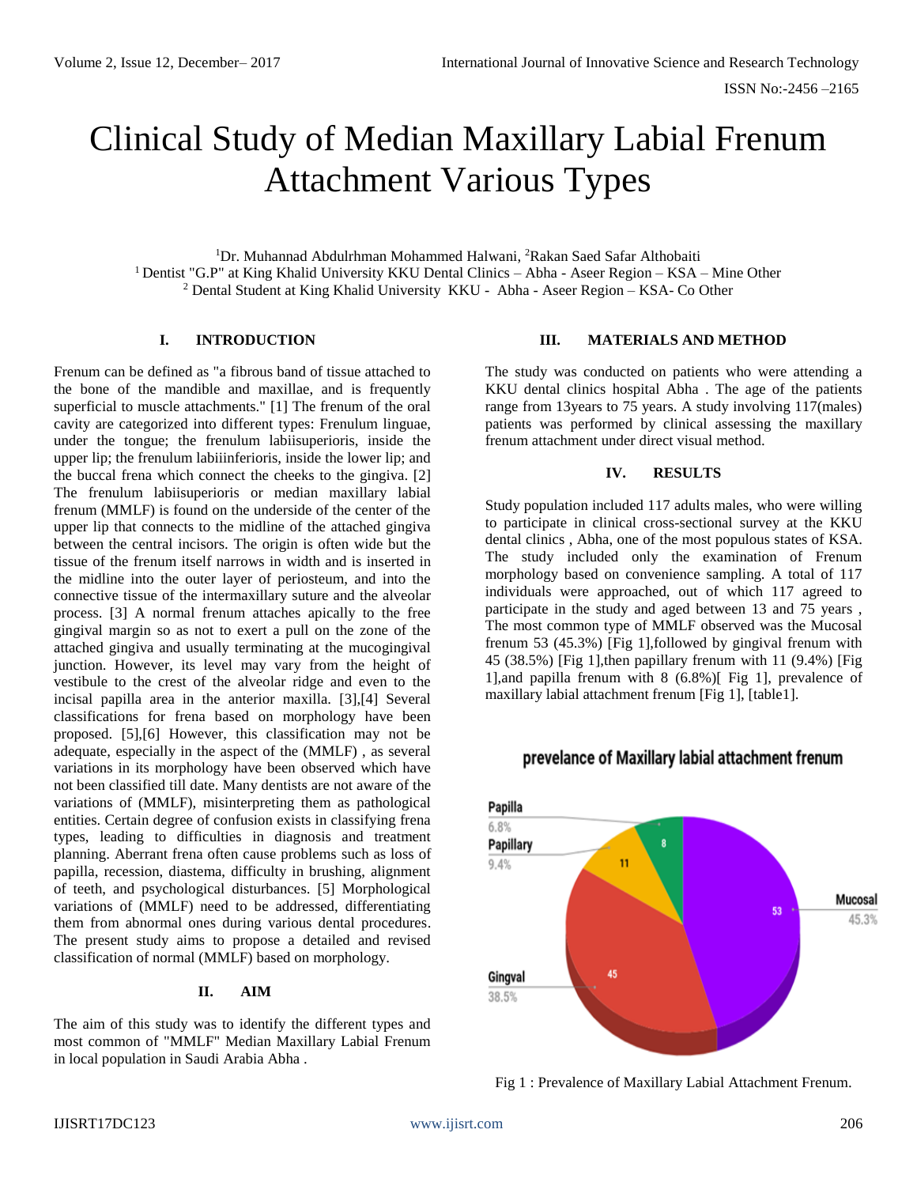# Clinical Study of Median Maxillary Labial Frenum Attachment Various Types

[1]Dr. Muhannad Abdulrhman Mohammed Halwani, [2]Rakan Saed Safar Althobaiti
[1] Dentist "G.P" at King Khalid University KKU Dental Clinics – Abha - Aseer Region – KSA – Mine Other
[2] Dental Student at King Khalid University KKU - Abha - Aseer Region – KSA- Co Other

## I. INTRODUCTION

Frenum can be defined as "a fibrous band of tissue attached to the bone of the mandible and maxillae, and is frequently superficial to muscle attachments." [1] The frenum of the oral cavity are categorized into different types: Frenulum linguae, under the tongue; the frenulum labiisuperioris, inside the upper lip; the frenulum labiiinferioris, inside the lower lip; and the buccal frena which connect the cheeks to the gingiva. [2] The frenulum labiisuperioris or median maxillary labial frenum (MMLF) is found on the underside of the center of the upper lip that connects to the midline of the attached gingiva between the central incisors. The origin is often wide but the tissue of the frenum itself narrows in width and is inserted in the midline into the outer layer of periosteum, and into the connective tissue of the intermaxillary suture and the alveolar process. [3] A normal frenum attaches apically to the free gingival margin so as not to exert a pull on the zone of the attached gingiva and usually terminating at the mucogingival junction. However, its level may vary from the height of vestibule to the crest of the alveolar ridge and even to the incisal papilla area in the anterior maxilla. [3],[4] Several classifications for frena based on morphology have been proposed. [5],[6] However, this classification may not be adequate, especially in the aspect of the (MMLF) , as several variations in its morphology have been observed which have not been classified till date. Many dentists are not aware of the variations of (MMLF), misinterpreting them as pathological entities. Certain degree of confusion exists in classifying frena types, leading to difficulties in diagnosis and treatment planning. Aberrant frena often cause problems such as loss of papilla, recession, diastema, difficulty in brushing, alignment of teeth, and psychological disturbances. [5] Morphological variations of (MMLF) need to be addressed, differentiating them from abnormal ones during various dental procedures. The present study aims to propose a detailed and revised classification of normal (MMLF) based on morphology.

## II. AIM

The aim of this study was to identify the different types and most common of "MMLF" Median Maxillary Labial Frenum in local population in Saudi Arabia Abha .

## III. MATERIALS AND METHOD

The study was conducted on patients who were attending a KKU dental clinics hospital Abha . The age of the patients range from 13years to 75 years. A study involving 117(males) patients was performed by clinical assessing the maxillary frenum attachment under direct visual method.

## IV. RESULTS

Study population included 117 adults males, who were willing to participate in clinical cross-sectional survey at the KKU dental clinics , Abha, one of the most populous states of KSA. The study included only the examination of Frenum morphology based on convenience sampling. A total of 117 individuals were approached, out of which 117 agreed to participate in the study and aged between 13 and 75 years , The most common type of MMLF observed was the Mucosal frenum 53 (45.3%) [Fig 1],followed by gingival frenum with 45 (38.5%) [Fig 1],then papillary frenum with 11 (9.4%) [Fig 1],and papilla frenum with 8 (6.8%)[ Fig 1], prevalence of maxillary labial attachment frenum [Fig 1], [table1].

**prevelance of Maxillary labial attachment frenum**

| Type | Count | Percentage |
|---|---|---|
| Mucosal | 53 | 45.3% |
| Gingval | 45 | 38.5% |
| Papillary | 11 | 9.4% |
| Papilla | 8 | 6.8% |

Fig 1 : Prevalence of Maxillary Labial Attachment Frenum.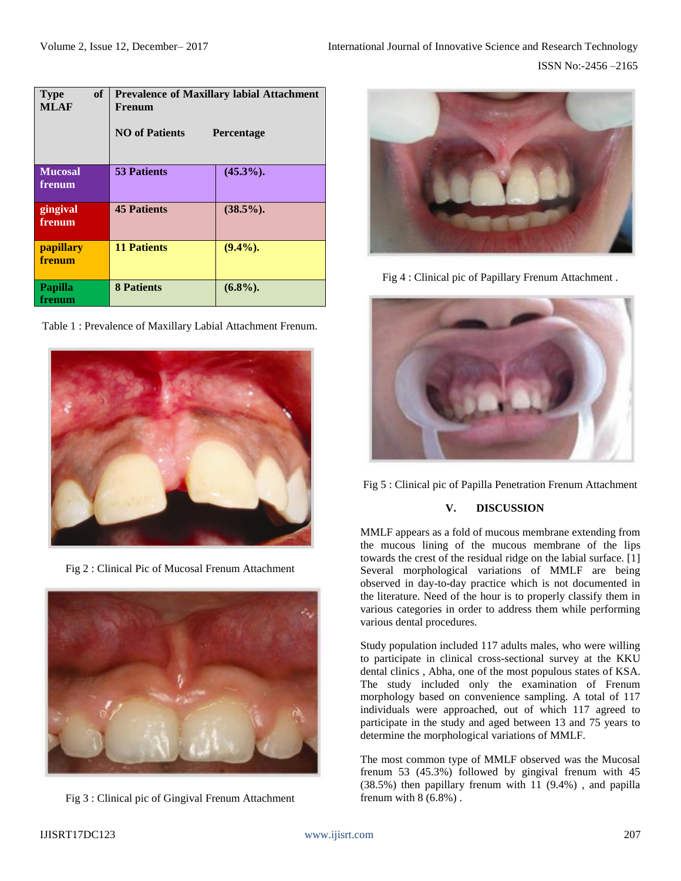| Type of MLAF | Prevalence of Maxillary labial Attachment Frenum | |
|---|---|---|
| | NO of Patients | Percentage |
| Mucosal frenum | 53 Patients | (45.3%). |
| gingival frenum | 45 Patients | (38.5%). |
| papillary frenum | 11 Patients | (9.4%). |
| Papilla frenum | 8 Patients | (6.8%). |

Table 1 : Prevalence of Maxillary Labial Attachment Frenum.

Fig 2 : Clinical Pic of Mucosal Frenum Attachment

Fig 3 : Clinical pic of Gingival Frenum Attachment

Fig 4 : Clinical pic of Papillary Frenum Attachment .

Fig 5 : Clinical pic of Papilla Penetration Frenum Attachment

## V. DISCUSSION

MMLF appears as a fold of mucous membrane extending from the mucous lining of the mucous membrane of the lips towards the crest of the residual ridge on the labial surface. [1] Several morphological variations of MMLF are being observed in day-to-day practice which is not documented in the literature. Need of the hour is to properly classify them in various categories in order to address them while performing various dental procedures.

Study population included 117 adults males, who were willing to participate in clinical cross-sectional survey at the KKU dental clinics , Abha, one of the most populous states of KSA. The study included only the examination of Frenum morphology based on convenience sampling. A total of 117 individuals were approached, out of which 117 agreed to participate in the study and aged between 13 and 75 years to determine the morphological variations of MMLF.

The most common type of MMLF observed was the Mucosal frenum 53 (45.3%) followed by gingival frenum with 45 (38.5%) then papillary frenum with 11 (9.4%) , and papilla frenum with 8 (6.8%) .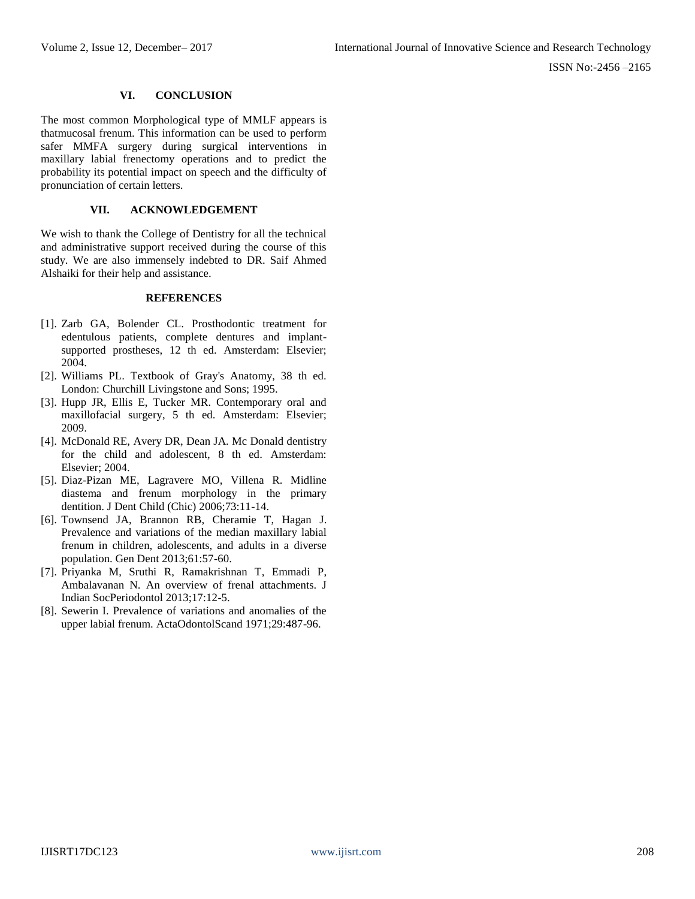## VI. CONCLUSION

The most common Morphological type of MMLF appears is thatmucosal frenum. This information can be used to perform safer MMFA surgery during surgical interventions in maxillary labial frenectomy operations and to predict the probability its potential impact on speech and the difficulty of pronunciation of certain letters.

## VII. ACKNOWLEDGEMENT

We wish to thank the College of Dentistry for all the technical and administrative support received during the course of this study. We are also immensely indebted to DR. Saif Ahmed Alshaiki for their help and assistance.

## REFERENCES

[1]. Zarb GA, Bolender CL. Prosthodontic treatment for edentulous patients, complete dentures and implant-supported prostheses, 12 th ed. Amsterdam: Elsevier; 2004.

[2]. Williams PL. Textbook of Gray's Anatomy, 38 th ed. London: Churchill Livingstone and Sons; 1995.

[3]. Hupp JR, Ellis E, Tucker MR. Contemporary oral and maxillofacial surgery, 5 th ed. Amsterdam: Elsevier; 2009.

[4]. McDonald RE, Avery DR, Dean JA. Mc Donald dentistry for the child and adolescent, 8 th ed. Amsterdam: Elsevier; 2004.

[5]. Diaz-Pizan ME, Lagravere MO, Villena R. Midline diastema and frenum morphology in the primary dentition. J Dent Child (Chic) 2006;73:11-14.

[6]. Townsend JA, Brannon RB, Cheramie T, Hagan J. Prevalence and variations of the median maxillary labial frenum in children, adolescents, and adults in a diverse population. Gen Dent 2013;61:57-60.

[7]. Priyanka M, Sruthi R, Ramakrishnan T, Emmadi P, Ambalavanan N. An overview of frenal attachments. J Indian SocPeriodontol 2013;17:12-5.

[8]. Sewerin I. Prevalence of variations and anomalies of the upper labial frenum. ActaOdontolScand 1971;29:487-96.